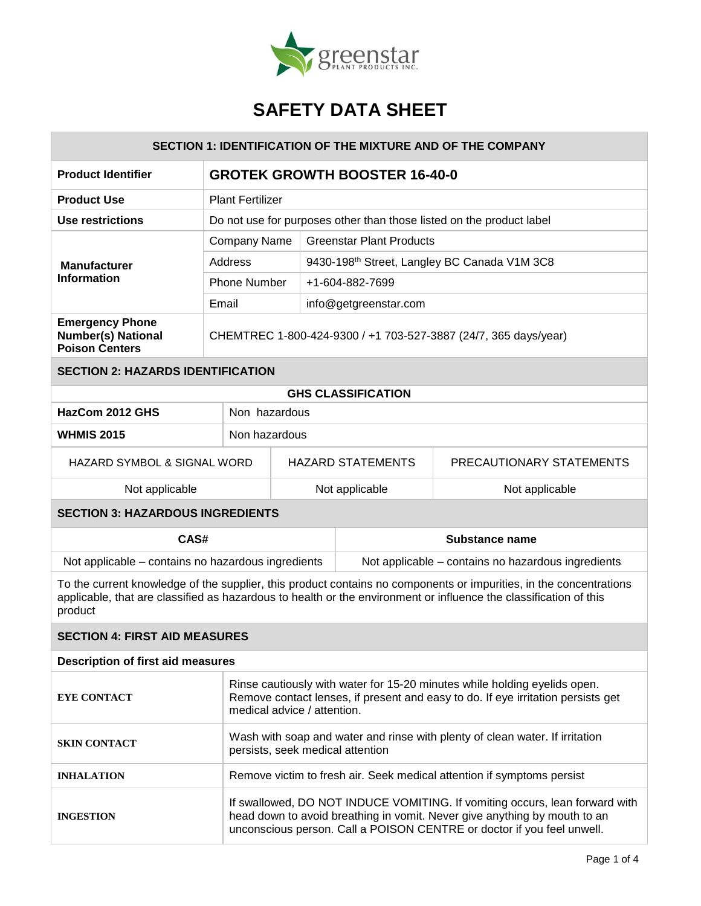# SAFETY DATA SHEET

## SECTION 1: IDENTIFICATION OF THE MIXTURE AND OF THE COMPANY

| | | |
|---|---|---|
| **Product Identifier** | **GROTEK GROWTH BOOSTER 16-40-0** | |
| **Product Use** | Plant Fertilizer | |
| **Use restrictions** | Do not use for purposes other than those listed on the product label | |
| **Manufacturer Information** | Company Name | Greenstar Plant Products |
| | Address | 9430-198th Street, Langley BC Canada V1M 3C8 |
| | Phone Number | +1-604-882-7699 |
| | Email | info@getgreenstar.com |
| **Emergency Phone Number(s) National Poison Centers** | CHEMTREC 1-800-424-9300 / +1 703-527-3887 (24/7, 365 days/year) | |

## SECTION 2: HAZARDS IDENTIFICATION

**GHS CLASSIFICATION**

| | |
|---|---|
| **HazCom 2012 GHS** | Non hazardous |
| **WHMIS 2015** | Non hazardous |

| HAZARD SYMBOL & SIGNAL WORD | HAZARD STATEMENTS | PRECAUTIONARY STATEMENTS |
|---|---|---|
| Not applicable | Not applicable | Not applicable |

## SECTION 3: HAZARDOUS INGREDIENTS

| CAS# | Substance name |
|---|---|
| Not applicable – contains no hazardous ingredients | Not applicable – contains no hazardous ingredients |

To the current knowledge of the supplier, this product contains no components or impurities, in the concentrations applicable, that are classified as hazardous to health or the environment or influence the classification of this product

## SECTION 4: FIRST AID MEASURES

**Description of first aid measures**

| | |
|---|---|
| **EYE CONTACT** | Rinse cautiously with water for 15-20 minutes while holding eyelids open. Remove contact lenses, if present and easy to do. If eye irritation persists get medical advice / attention. |
| **SKIN CONTACT** | Wash with soap and water and rinse with plenty of clean water. If irritation persists, seek medical attention |
| **INHALATION** | Remove victim to fresh air. Seek medical attention if symptoms persist |
| **INGESTION** | If swallowed, DO NOT INDUCE VOMITING. If vomiting occurs, lean forward with head down to avoid breathing in vomit. Never give anything by mouth to an unconscious person. Call a POISON CENTRE or doctor if you feel unwell. |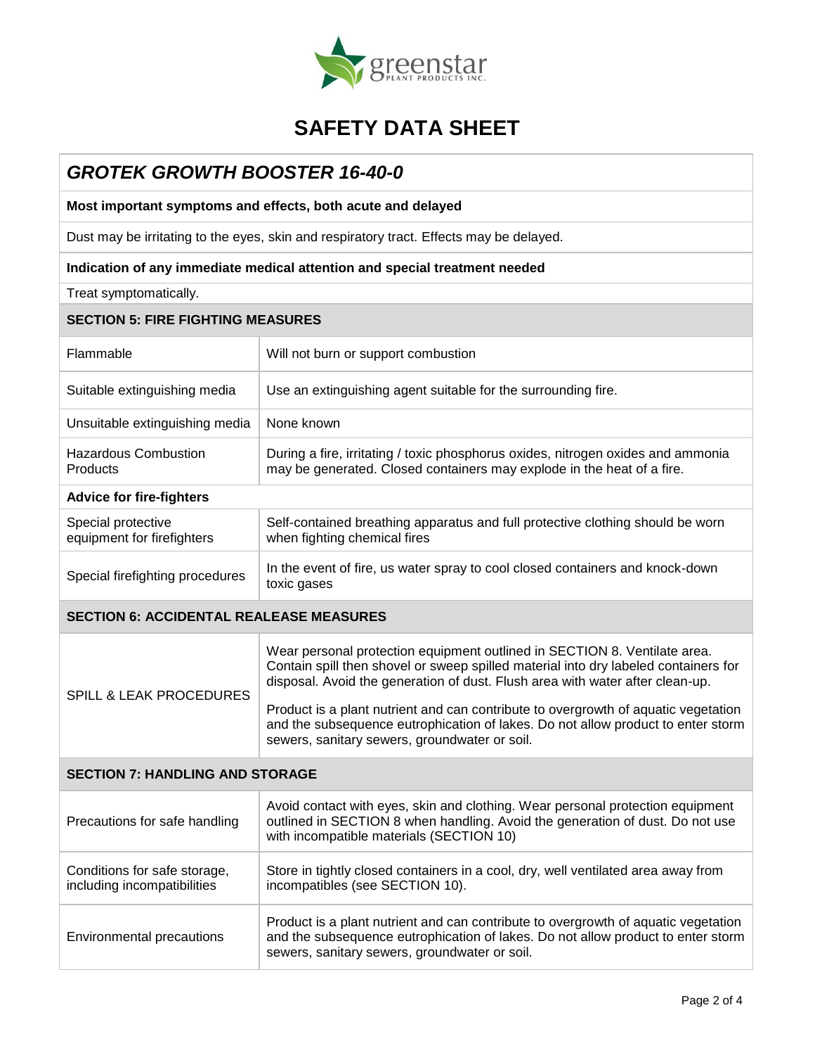# SAFETY DATA SHEET

## *GROTEK GROWTH BOOSTER 16-40-0*

**Most important symptoms and effects, both acute and delayed**

Dust may be irritating to the eyes, skin and respiratory tract. Effects may be delayed.

**Indication of any immediate medical attention and special treatment needed**

Treat symptomatically.

### SECTION 5: FIRE FIGHTING MEASURES

| | |
|---|---|
| Flammable | Will not burn or support combustion |
| Suitable extinguishing media | Use an extinguishing agent suitable for the surrounding fire. |
| Unsuitable extinguishing media | None known |
| Hazardous Combustion Products | During a fire, irritating / toxic phosphorus oxides, nitrogen oxides and ammonia may be generated. Closed containers may explode in the heat of a fire. |
| **Advice for fire-fighters** | |
| Special protective equipment for firefighters | Self-contained breathing apparatus and full protective clothing should be worn when fighting chemical fires |
| Special firefighting procedures | In the event of fire, us water spray to cool closed containers and knock-down toxic gases |

### SECTION 6: ACCIDENTAL REALEASE MEASURES

| | |
|---|---|
| SPILL & LEAK PROCEDURES | Wear personal protection equipment outlined in SECTION 8. Ventilate area. Contain spill then shovel or sweep spilled material into dry labeled containers for disposal. Avoid the generation of dust. Flush area with water after clean-up.<br><br>Product is a plant nutrient and can contribute to overgrowth of aquatic vegetation and the subsequence eutrophication of lakes. Do not allow product to enter storm sewers, sanitary sewers, groundwater or soil. |

### SECTION 7: HANDLING AND STORAGE

| | |
|---|---|
| Precautions for safe handling | Avoid contact with eyes, skin and clothing. Wear personal protection equipment outlined in SECTION 8 when handling. Avoid the generation of dust. Do not use with incompatible materials (SECTION 10) |
| Conditions for safe storage, including incompatibilities | Store in tightly closed containers in a cool, dry, well ventilated area away from incompatibles (see SECTION 10). |
| Environmental precautions | Product is a plant nutrient and can contribute to overgrowth of aquatic vegetation and the subsequence eutrophication of lakes. Do not allow product to enter storm sewers, sanitary sewers, groundwater or soil. |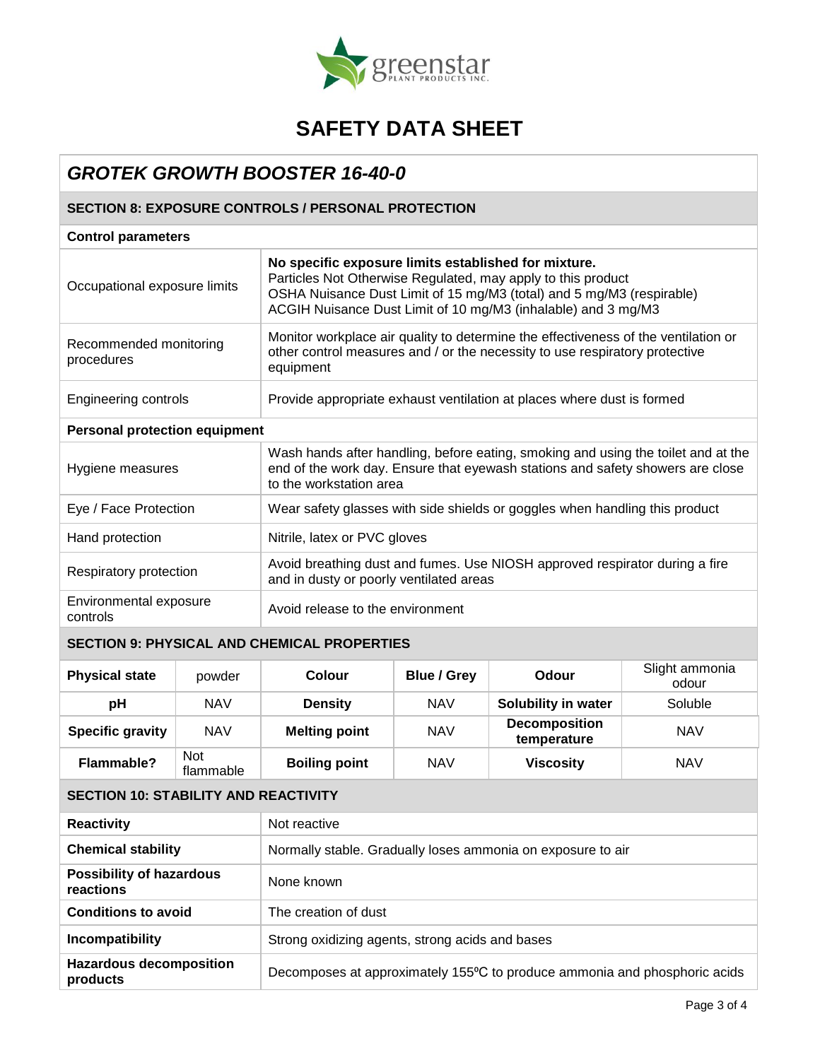# SAFETY DATA SHEET

## *GROTEK GROWTH BOOSTER 16-40-0*

### SECTION 8: EXPOSURE CONTROLS / PERSONAL PROTECTION

**Control parameters**

| | |
|---|---|
| Occupational exposure limits | **No specific exposure limits established for mixture.**<br>Particles Not Otherwise Regulated, may apply to this product<br>OSHA Nuisance Dust Limit of 15 mg/M3 (total) and 5 mg/M3 (respirable)<br>ACGIH Nuisance Dust Limit of 10 mg/M3 (inhalable) and 3 mg/M3 |
| Recommended monitoring procedures | Monitor workplace air quality to determine the effectiveness of the ventilation or other control measures and / or the necessity to use respiratory protective equipment |
| Engineering controls | Provide appropriate exhaust ventilation at places where dust is formed |

**Personal protection equipment**

| | |
|---|---|
| Hygiene measures | Wash hands after handling, before eating, smoking and using the toilet and at the end of the work day. Ensure that eyewash stations and safety showers are close to the workstation area |
| Eye / Face Protection | Wear safety glasses with side shields or goggles when handling this product |
| Hand protection | Nitrile, latex or PVC gloves |
| Respiratory protection | Avoid breathing dust and fumes. Use NIOSH approved respirator during a fire and in dusty or poorly ventilated areas |
| Environmental exposure controls | Avoid release to the environment |

### SECTION 9: PHYSICAL AND CHEMICAL PROPERTIES

| | | | | | |
|---|---|---|---|---|---|
| **Physical state** | powder | **Colour** | **Blue / Grey** | **Odour** | Slight ammonia odour |
| **pH** | NAV | **Density** | NAV | **Solubility in water** | Soluble |
| **Specific gravity** | NAV | **Melting point** | NAV | **Decomposition temperature** | NAV |
| **Flammable?** | Not flammable | **Boiling point** | NAV | **Viscosity** | NAV |

### SECTION 10: STABILITY AND REACTIVITY

| | |
|---|---|
| **Reactivity** | Not reactive |
| **Chemical stability** | Normally stable. Gradually loses ammonia on exposure to air |
| **Possibility of hazardous reactions** | None known |
| **Conditions to avoid** | The creation of dust |
| **Incompatibility** | Strong oxidizing agents, strong acids and bases |
| **Hazardous decomposition products** | Decomposes at approximately 155ºC to produce ammonia and phosphoric acids |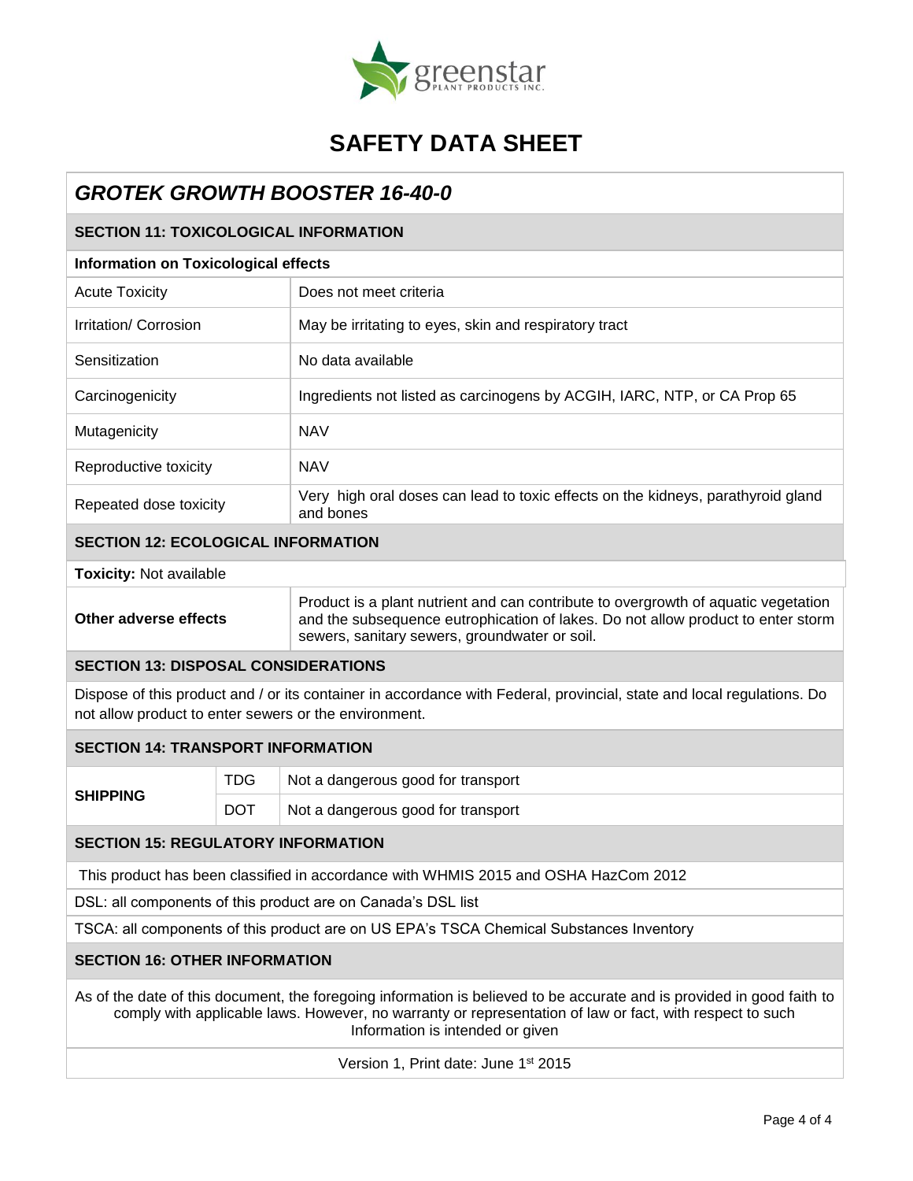# SAFETY DATA SHEET

## *GROTEK GROWTH BOOSTER 16-40-0*

### SECTION 11: TOXICOLOGICAL INFORMATION

**Information on Toxicological effects**

| | |
|---|---|
| Acute Toxicity | Does not meet criteria |
| Irritation/ Corrosion | May be irritating to eyes, skin and respiratory tract |
| Sensitization | No data available |
| Carcinogenicity | Ingredients not listed as carcinogens by ACGIH, IARC, NTP, or CA Prop 65 |
| Mutagenicity | NAV |
| Reproductive toxicity | NAV |
| Repeated dose toxicity | Very high oral doses can lead to toxic effects on the kidneys, parathyroid gland and bones |

### SECTION 12: ECOLOGICAL INFORMATION

**Toxicity:** Not available

| | |
|---|---|
| **Other adverse effects** | Product is a plant nutrient and can contribute to overgrowth of aquatic vegetation and the subsequence eutrophication of lakes. Do not allow product to enter storm sewers, sanitary sewers, groundwater or soil. |

### SECTION 13: DISPOSAL CONSIDERATIONS

Dispose of this product and / or its container in accordance with Federal, provincial, state and local regulations. Do not allow product to enter sewers or the environment.

### SECTION 14: TRANSPORT INFORMATION

| | | |
|---|---|---|
| **SHIPPING** | TDG | Not a dangerous good for transport |
| | DOT | Not a dangerous good for transport |

### SECTION 15: REGULATORY INFORMATION

This product has been classified in accordance with WHMIS 2015 and OSHA HazCom 2012

DSL: all components of this product are on Canada's DSL list

TSCA: all components of this product are on US EPA's TSCA Chemical Substances Inventory

### SECTION 16: OTHER INFORMATION

As of the date of this document, the foregoing information is believed to be accurate and is provided in good faith to comply with applicable laws. However, no warranty or representation of law or fact, with respect to such Information is intended or given

Version 1, Print date: June 1st 2015